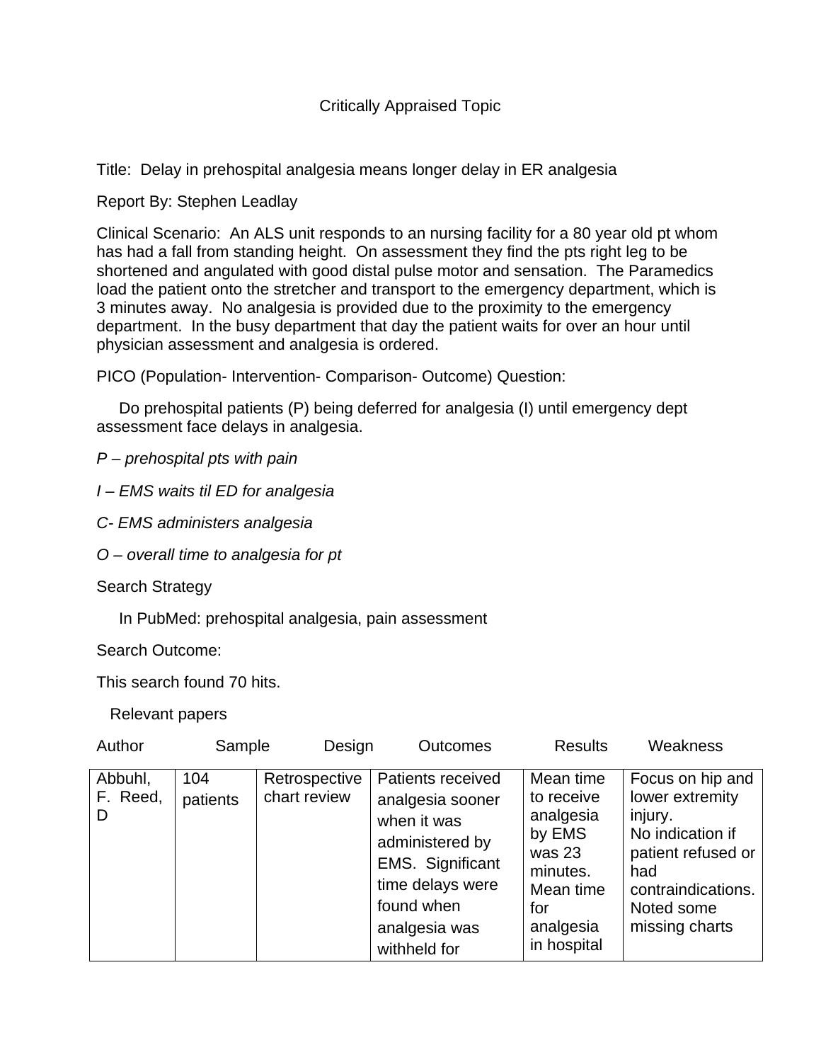# Critically Appraised Topic

Title: Delay in prehospital analgesia means longer delay in ER analgesia

Report By: Stephen Leadlay

Clinical Scenario: An ALS unit responds to an nursing facility for a 80 year old pt whom has had a fall from standing height. On assessment they find the pts right leg to be shortened and angulated with good distal pulse motor and sensation. The Paramedics load the patient onto the stretcher and transport to the emergency department, which is 3 minutes away. No analgesia is provided due to the proximity to the emergency department. In the busy department that day the patient waits for over an hour until physician assessment and analgesia is ordered.

PICO (Population- Intervention- Comparison- Outcome) Question:

Do prehospital patients (P) being deferred for analgesia (I) until emergency dept assessment face delays in analgesia.

*P – prehospital pts with pain*

*I – EMS waits til ED for analgesia*

*C- EMS administers analgesia*

*O – overall time to analgesia for pt*

Search Strategy

In PubMed: prehospital analgesia, pain assessment

Search Outcome:

This search found 70 hits.

Relevant papers

| Author | Sample | Design | Outcomes | Results | Weakness |
|---|---|---|---|---|---|
| Abbuhl, F. Reed, D | 104 patients | Retrospective chart review | Patients received analgesia sooner when it was administered by EMS. Significant time delays were found when analgesia was withheld for | Mean time to receive analgesia by EMS was 23 minutes. Mean time for analgesia in hospital | Focus on hip and lower extremity injury. No indication if patient refused or had contraindications. Noted some missing charts |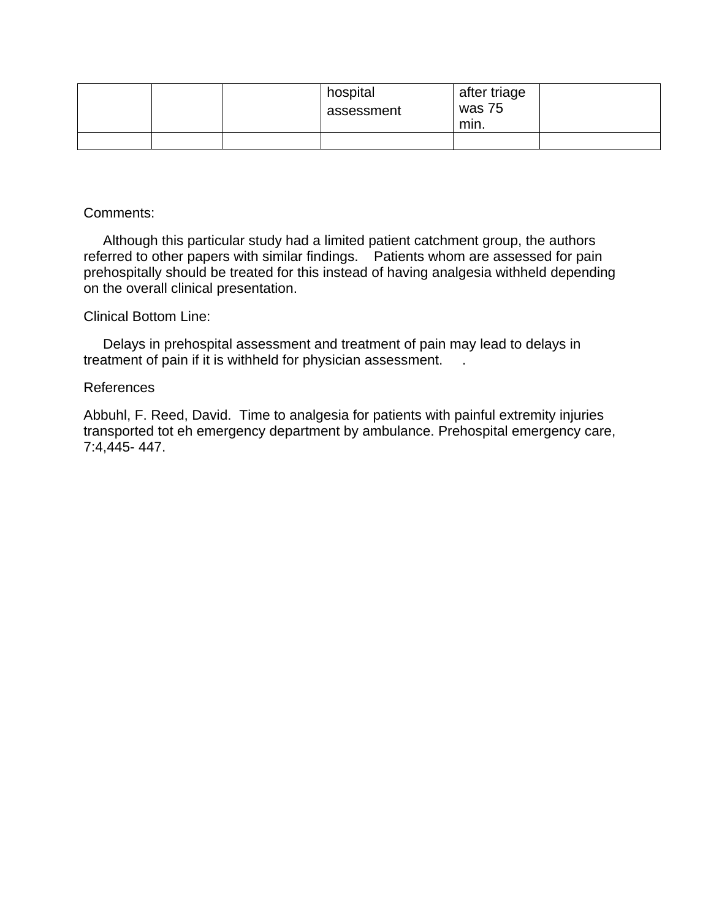| | | | | | |
|---|---|---|---|---|---|
| | | | hospital assessment | after triage was 75 min. | |
| | | | | | |

Comments:

Although this particular study had a limited patient catchment group, the authors referred to other papers with similar findings. Patients whom are assessed for pain prehospitally should be treated for this instead of having analgesia withheld depending on the overall clinical presentation.

Clinical Bottom Line:

Delays in prehospital assessment and treatment of pain may lead to delays in treatment of pain if it is withheld for physician assessment. .

References

Abbuhl, F. Reed, David. Time to analgesia for patients with painful extremity injuries transported tot eh emergency department by ambulance. Prehospital emergency care, 7:4,445- 447.